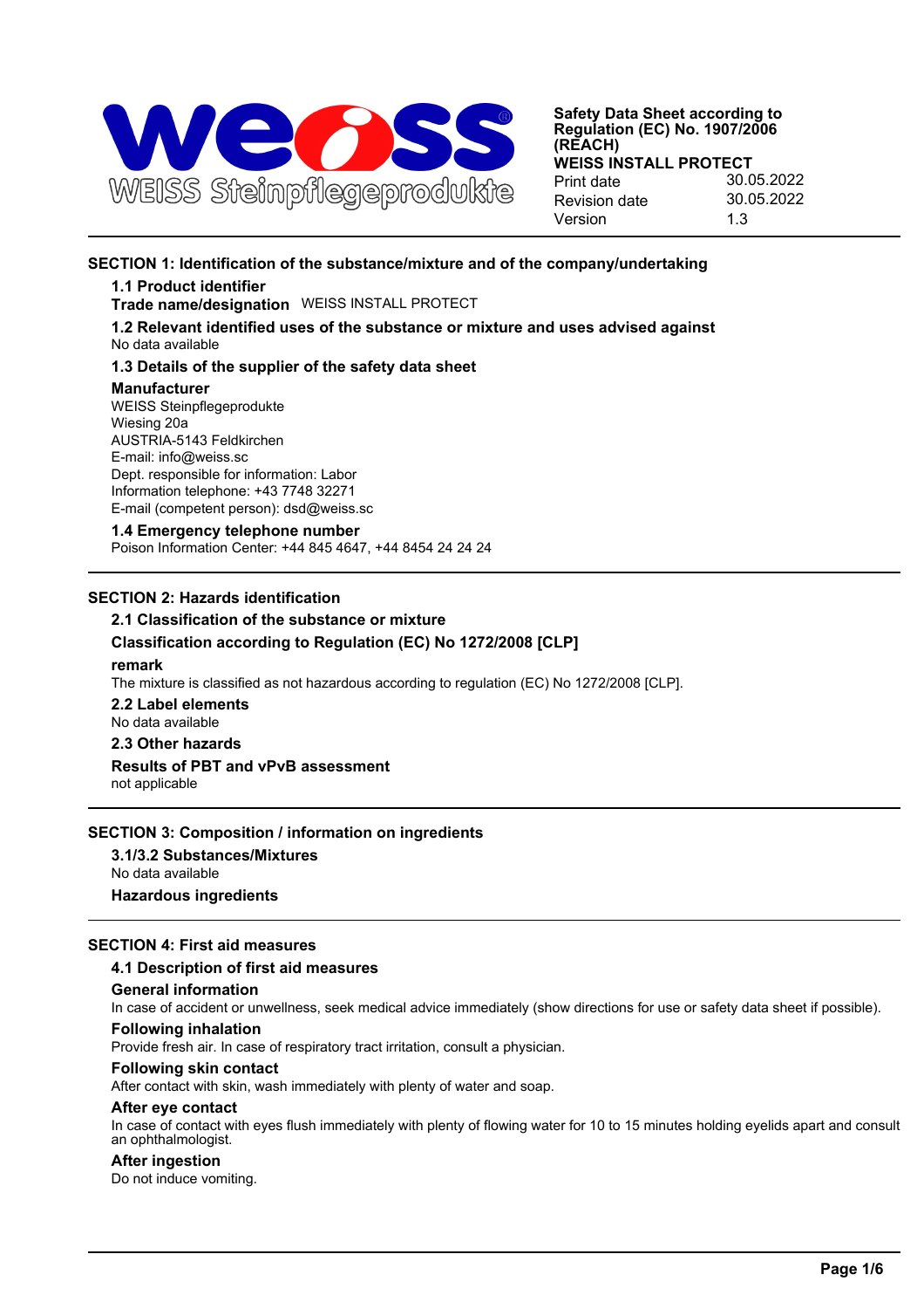WEISS Steinpflegeprodukte

**Safety Data Sheet according to Regulation (EC) No. 1907/2006 (REACH)**
**WEISS INSTALL PROTECT**

| | |
|---|---|
| Print date | 30.05.2022 |
| Revision date | 30.05.2022 |
| Version | 1.3 |

## SECTION 1: Identification of the substance/mixture and of the company/undertaking

### 1.1 Product identifier

**Trade name/designation** WEISS INSTALL PROTECT

### 1.2 Relevant identified uses of the substance or mixture and uses advised against

No data available

### 1.3 Details of the supplier of the safety data sheet

**Manufacturer**

WEISS Steinpflegeprodukte
Wiesing 20a
AUSTRIA-5143 Feldkirchen
E-mail: info@weiss.sc
Dept. responsible for information: Labor
Information telephone: +43 7748 32271
E-mail (competent person): dsd@weiss.sc

### 1.4 Emergency telephone number

Poison Information Center: +44 845 4647, +44 8454 24 24 24

## SECTION 2: Hazards identification

### 2.1 Classification of the substance or mixture

**Classification according to Regulation (EC) No 1272/2008 [CLP]**

**remark**

The mixture is classified as not hazardous according to regulation (EC) No 1272/2008 [CLP].

### 2.2 Label elements

No data available

### 2.3 Other hazards

**Results of PBT and vPvB assessment**

not applicable

## SECTION 3: Composition / information on ingredients

### 3.1/3.2 Substances/Mixtures

No data available

**Hazardous ingredients**

## SECTION 4: First aid measures

### 4.1 Description of first aid measures

**General information**

In case of accident or unwellness, seek medical advice immediately (show directions for use or safety data sheet if possible).

**Following inhalation**

Provide fresh air. In case of respiratory tract irritation, consult a physician.

**Following skin contact**

After contact with skin, wash immediately with plenty of water and soap.

**After eye contact**

In case of contact with eyes flush immediately with plenty of flowing water for 10 to 15 minutes holding eyelids apart and consult an ophthalmologist.

**After ingestion**

Do not induce vomiting.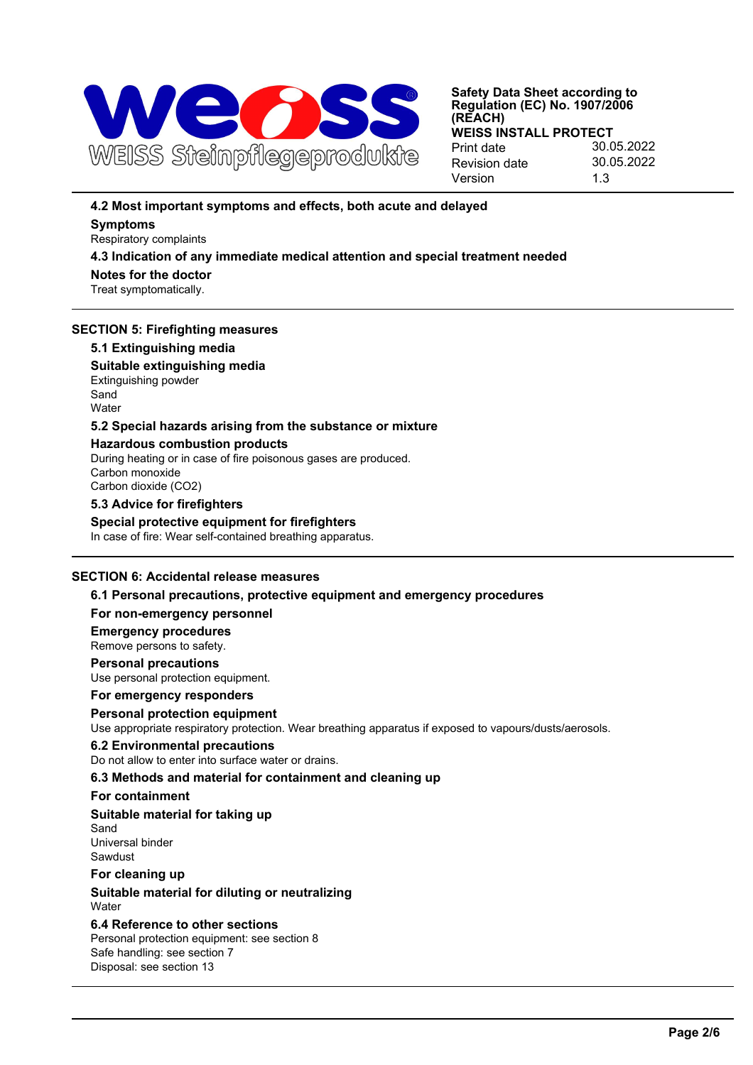### 4.2 Most important symptoms and effects, both acute and delayed

**Symptoms**

Respiratory complaints

### 4.3 Indication of any immediate medical attention and special treatment needed

**Notes for the doctor**

Treat symptomatically.

## SECTION 5: Firefighting measures

### 5.1 Extinguishing media

**Suitable extinguishing media**

Extinguishing powder
Sand
Water

### 5.2 Special hazards arising from the substance or mixture

**Hazardous combustion products**

During heating or in case of fire poisonous gases are produced.
Carbon monoxide
Carbon dioxide ($CO_2$)

### 5.3 Advice for firefighters

**Special protective equipment for firefighters**

In case of fire: Wear self-contained breathing apparatus.

## SECTION 6: Accidental release measures

### 6.1 Personal precautions, protective equipment and emergency procedures

**For non-emergency personnel**

**Emergency procedures**

Remove persons to safety.

**Personal precautions**

Use personal protection equipment.

**For emergency responders**

**Personal protection equipment**

Use appropriate respiratory protection. Wear breathing apparatus if exposed to vapours/dusts/aerosols.

### 6.2 Environmental precautions

Do not allow to enter into surface water or drains.

### 6.3 Methods and material for containment and cleaning up

**For containment**

**Suitable material for taking up**

Sand
Universal binder
Sawdust

**For cleaning up**

**Suitable material for diluting or neutralizing**

Water

### 6.4 Reference to other sections

Personal protection equipment: see section 8
Safe handling: see section 7
Disposal: see section 13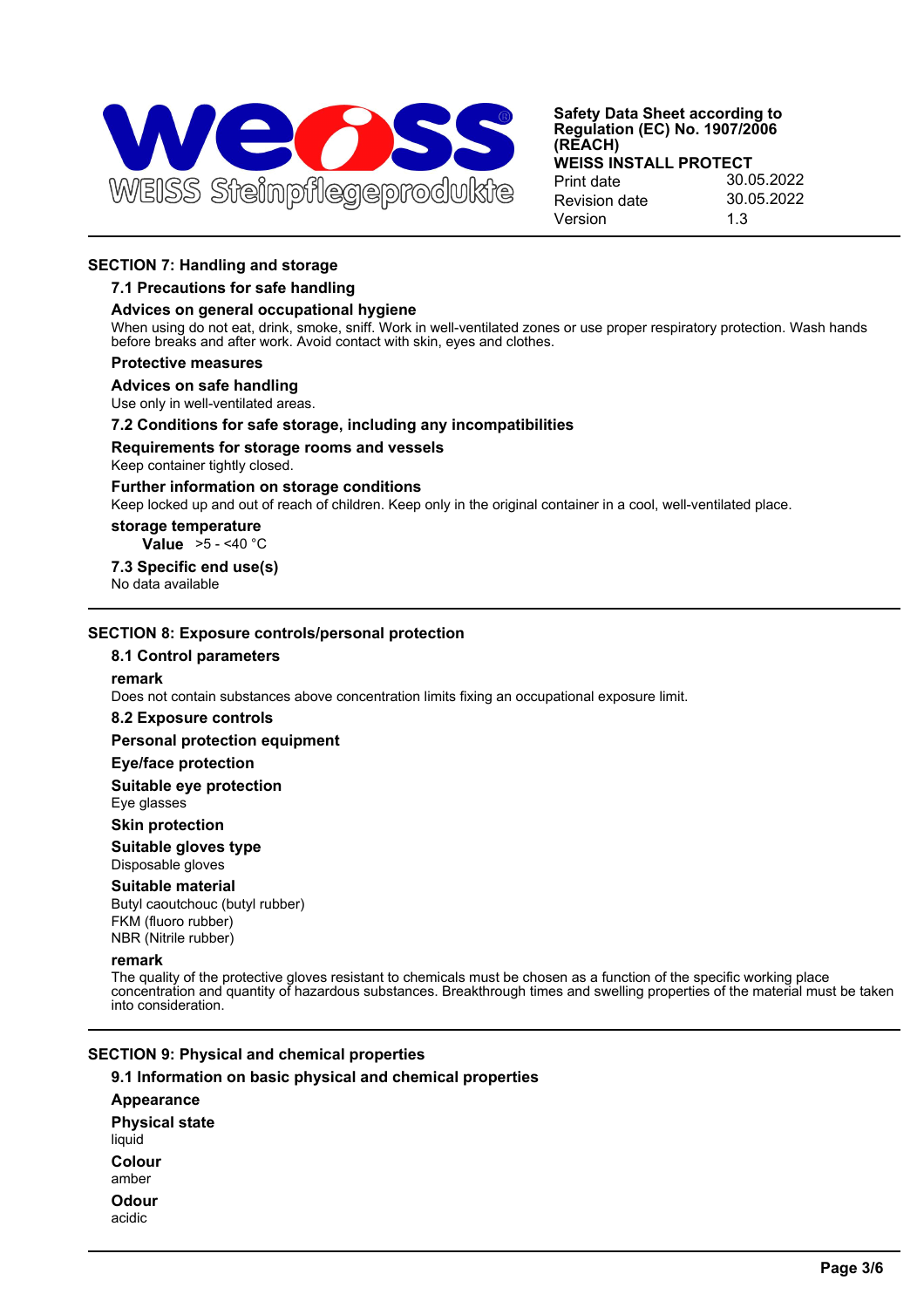## SECTION 7: Handling and storage

### 7.1 Precautions for safe handling

**Advices on general occupational hygiene**

When using do not eat, drink, smoke, sniff. Work in well-ventilated zones or use proper respiratory protection. Wash hands before breaks and after work. Avoid contact with skin, eyes and clothes.

**Protective measures**

**Advices on safe handling**

Use only in well-ventilated areas.

### 7.2 Conditions for safe storage, including any incompatibilities

**Requirements for storage rooms and vessels**

Keep container tightly closed.

**Further information on storage conditions**

Keep locked up and out of reach of children. Keep only in the original container in a cool, well-ventilated place.

**storage temperature**

**Value** >5 - <40 °C

### 7.3 Specific end use(s)

No data available

## SECTION 8: Exposure controls/personal protection

### 8.1 Control parameters

**remark**

Does not contain substances above concentration limits fixing an occupational exposure limit.

### 8.2 Exposure controls

**Personal protection equipment**

**Eye/face protection**

**Suitable eye protection**

Eye glasses

**Skin protection**

**Suitable gloves type**

Disposable gloves

**Suitable material**

Butyl caoutchouc (butyl rubber)
FKM (fluoro rubber)
NBR (Nitrile rubber)

**remark**

The quality of the protective gloves resistant to chemicals must be chosen as a function of the specific working place concentration and quantity of hazardous substances. Breakthrough times and swelling properties of the material must be taken into consideration.

## SECTION 9: Physical and chemical properties

### 9.1 Information on basic physical and chemical properties

**Appearance**

**Physical state**

liquid

**Colour**

amber

**Odour**

acidic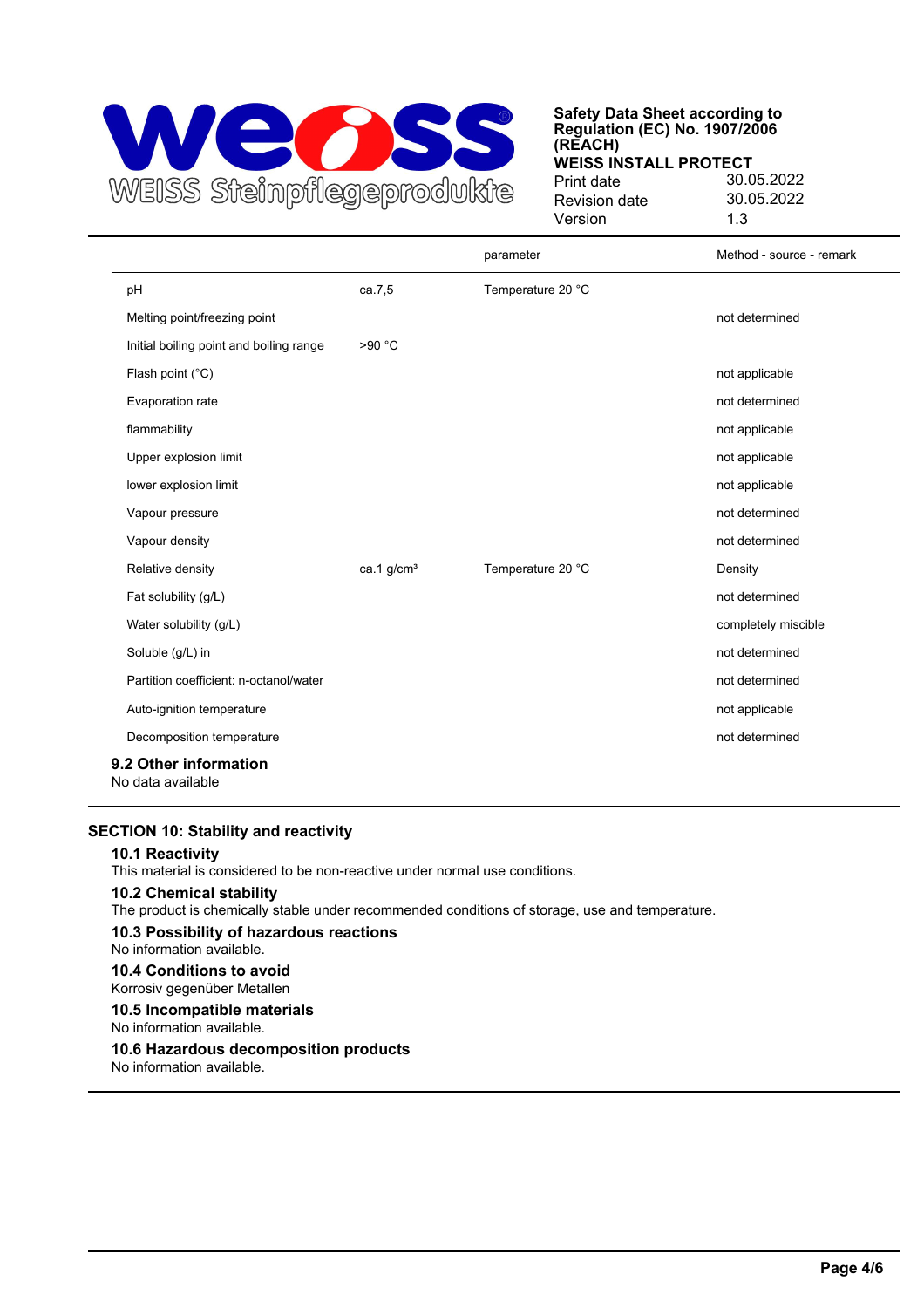| | | parameter | Method - source - remark |
|---|---|---|---|
| pH | ca.7,5 | Temperature 20 °C | |
| Melting point/freezing point | | | not determined |
| Initial boiling point and boiling range | >90 °C | | |
| Flash point (°C) | | | not applicable |
| Evaporation rate | | | not determined |
| flammability | | | not applicable |
| Upper explosion limit | | | not applicable |
| lower explosion limit | | | not applicable |
| Vapour pressure | | | not determined |
| Vapour density | | | not determined |
| Relative density | ca.1 g/cm³ | Temperature 20 °C | Density |
| Fat solubility (g/L) | | | not determined |
| Water solubility (g/L) | | | completely miscible |
| Soluble (g/L) in | | | not determined |
| Partition coefficient: n-octanol/water | | | not determined |
| Auto-ignition temperature | | | not applicable |
| Decomposition temperature | | | not determined |

### 9.2 Other information

No data available

## SECTION 10: Stability and reactivity

### 10.1 Reactivity

This material is considered to be non-reactive under normal use conditions.

### 10.2 Chemical stability

The product is chemically stable under recommended conditions of storage, use and temperature.

### 10.3 Possibility of hazardous reactions

No information available.

### 10.4 Conditions to avoid

Korrosiv gegenüber Metallen

### 10.5 Incompatible materials

No information available.

### 10.6 Hazardous decomposition products

No information available.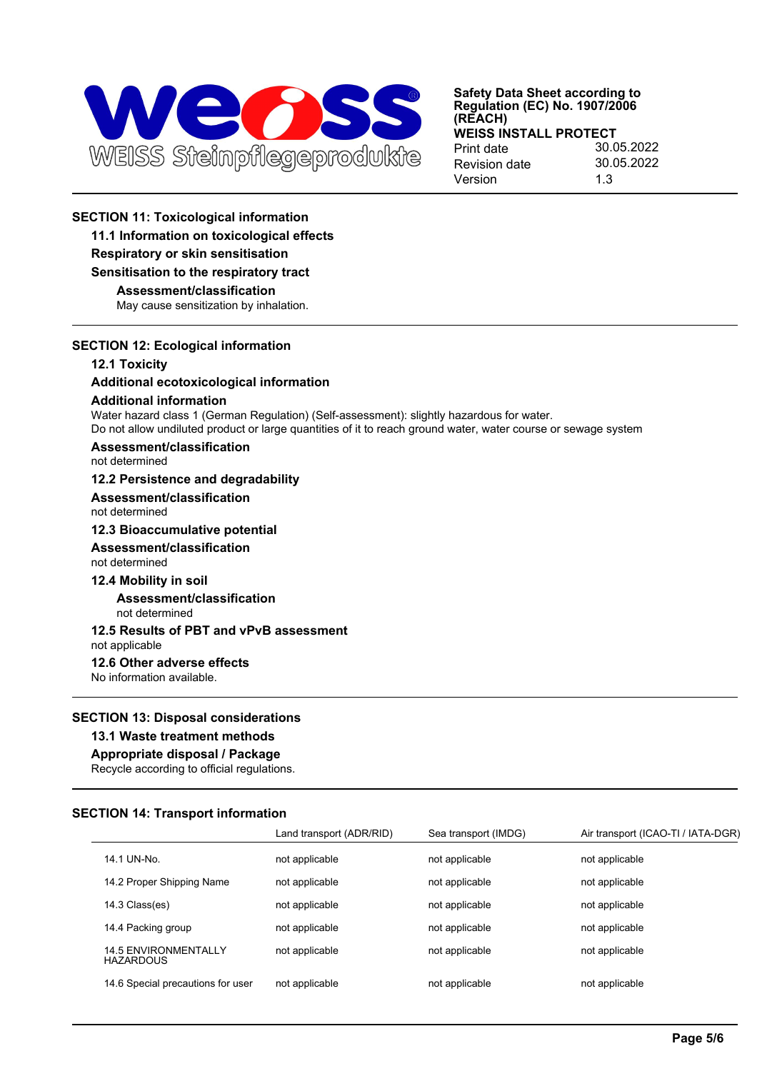## SECTION 11: Toxicological information

### 11.1 Information on toxicological effects

**Respiratory or skin sensitisation**

**Sensitisation to the respiratory tract**

**Assessment/classification**

May cause sensitization by inhalation.

## SECTION 12: Ecological information

### 12.1 Toxicity

**Additional ecotoxicological information**

**Additional information**

Water hazard class 1 (German Regulation) (Self-assessment): slightly hazardous for water.
Do not allow undiluted product or large quantities of it to reach ground water, water course or sewage system

**Assessment/classification**

not determined

### 12.2 Persistence and degradability

**Assessment/classification**

not determined

### 12.3 Bioaccumulative potential

**Assessment/classification**

not determined

### 12.4 Mobility in soil

**Assessment/classification**

not determined

### 12.5 Results of PBT and vPvB assessment

not applicable

### 12.6 Other adverse effects

No information available.

## SECTION 13: Disposal considerations

### 13.1 Waste treatment methods

**Appropriate disposal / Package**

Recycle according to official regulations.

## SECTION 14: Transport information

| | Land transport (ADR/RID) | Sea transport (IMDG) | Air transport (ICAO-TI / IATA-DGR) |
|---|---|---|---|
| 14.1 UN-No. | not applicable | not applicable | not applicable |
| 14.2 Proper Shipping Name | not applicable | not applicable | not applicable |
| 14.3 Class(es) | not applicable | not applicable | not applicable |
| 14.4 Packing group | not applicable | not applicable | not applicable |
| 14.5 ENVIRONMENTALLY HAZARDOUS | not applicable | not applicable | not applicable |
| 14.6 Special precautions for user | not applicable | not applicable | not applicable |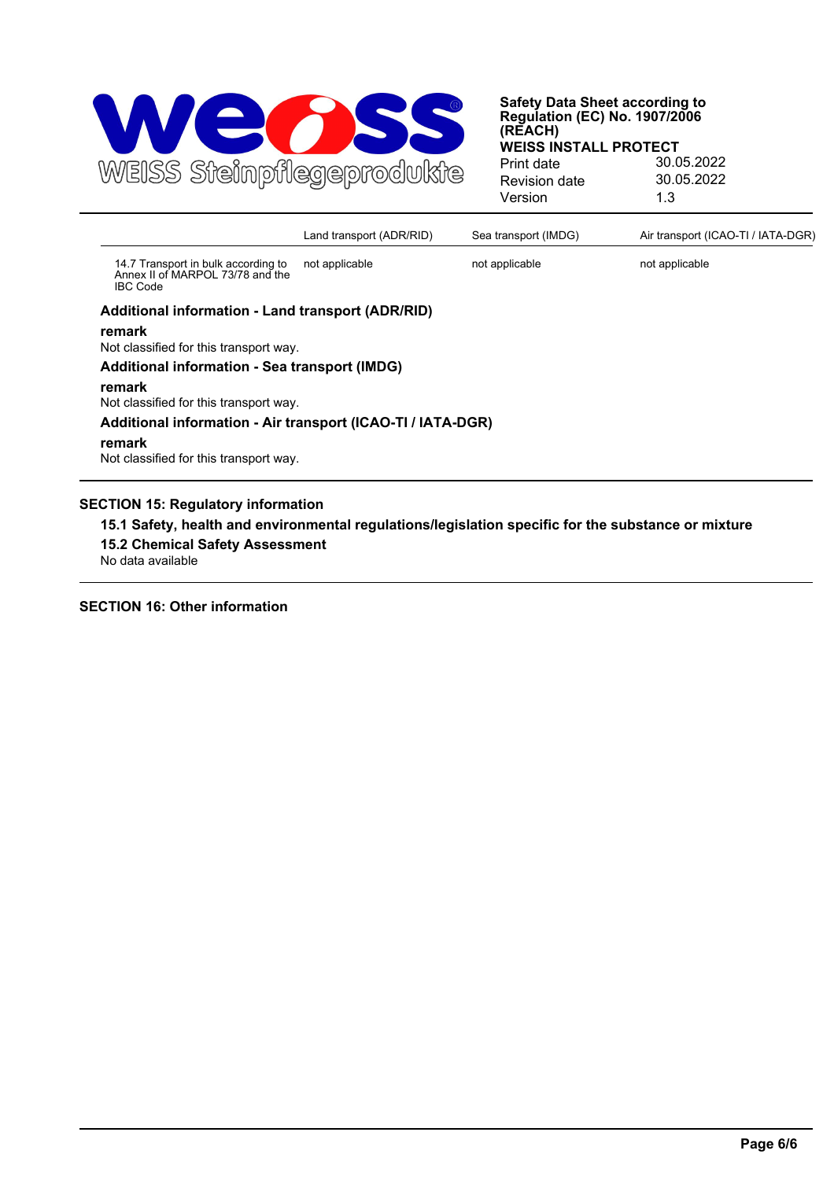| | Land transport (ADR/RID) | Sea transport (IMDG) | Air transport (ICAO-TI / IATA-DGR) |
|---|---|---|---|
| 14.7 Transport in bulk according to Annex II of MARPOL 73/78 and the IBC Code | not applicable | not applicable | not applicable |

### Additional information - Land transport (ADR/RID)

**remark**

Not classified for this transport way.

### Additional information - Sea transport (IMDG)

**remark**

Not classified for this transport way.

### Additional information - Air transport (ICAO-TI / IATA-DGR)

**remark**

Not classified for this transport way.

## SECTION 15: Regulatory information

### 15.1 Safety, health and environmental regulations/legislation specific for the substance or mixture

### 15.2 Chemical Safety Assessment

No data available

## SECTION 16: Other information